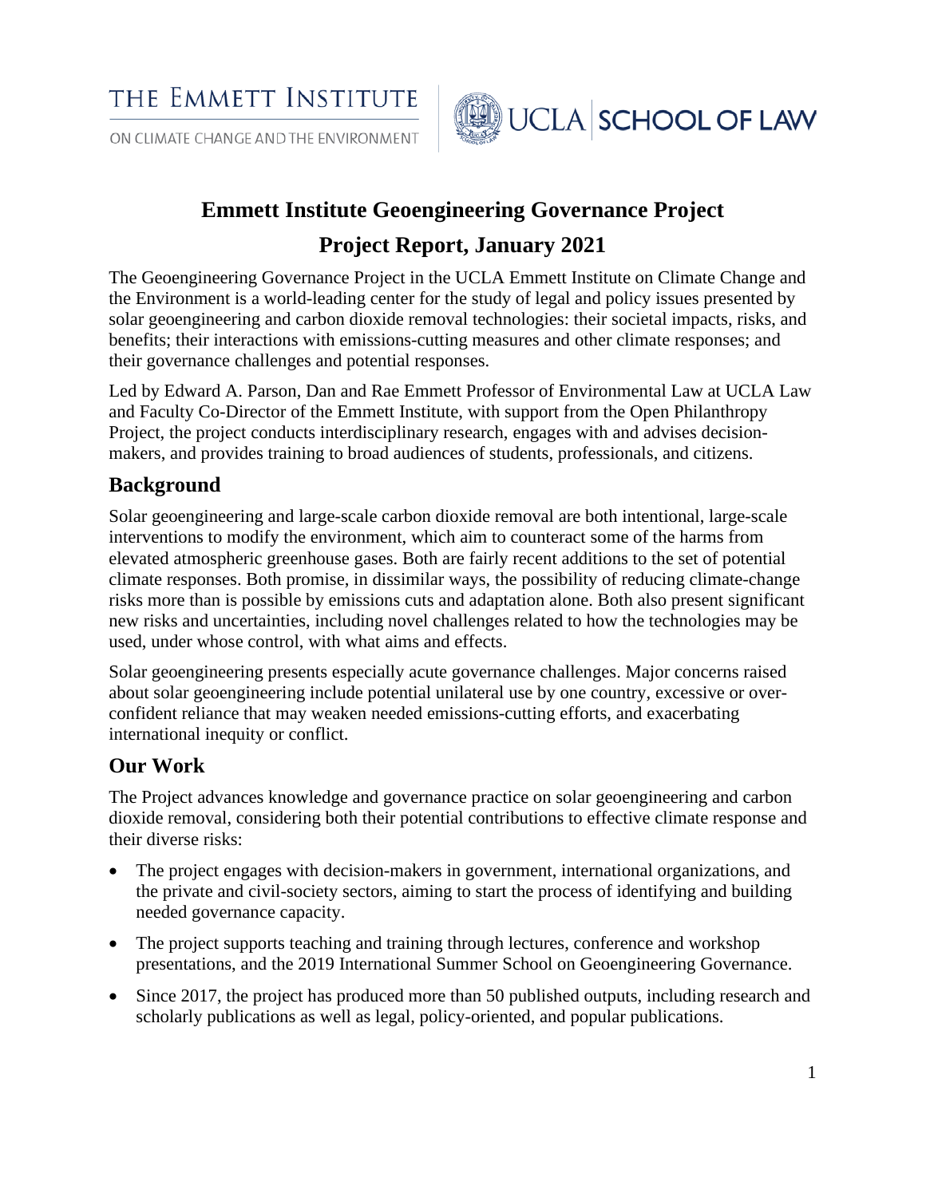THE EMMETT INSTITUTE

ON CLIMATE CHANGE AND THE ENVIRONMENT

UCLA SCHOOL OF LAW

# Emmett Institute Geoengineering Governance Project

# Project Report, January 2021

The Geoengineering Governance Project in the UCLA Emmett Institute on Climate Change and the Environment is a world-leading center for the study of legal and policy issues presented by solar geoengineering and carbon dioxide removal technologies: their societal impacts, risks, and benefits; their interactions with emissions-cutting measures and other climate responses; and their governance challenges and potential responses.

Led by Edward A. Parson, Dan and Rae Emmett Professor of Environmental Law at UCLA Law and Faculty Co-Director of the Emmett Institute, with support from the Open Philanthropy Project, the project conducts interdisciplinary research, engages with and advises decision-makers, and provides training to broad audiences of students, professionals, and citizens.

## Background

Solar geoengineering and large-scale carbon dioxide removal are both intentional, large-scale interventions to modify the environment, which aim to counteract some of the harms from elevated atmospheric greenhouse gases. Both are fairly recent additions to the set of potential climate responses. Both promise, in dissimilar ways, the possibility of reducing climate-change risks more than is possible by emissions cuts and adaptation alone. Both also present significant new risks and uncertainties, including novel challenges related to how the technologies may be used, under whose control, with what aims and effects.

Solar geoengineering presents especially acute governance challenges. Major concerns raised about solar geoengineering include potential unilateral use by one country, excessive or over-confident reliance that may weaken needed emissions-cutting efforts, and exacerbating international inequity or conflict.

## Our Work

The Project advances knowledge and governance practice on solar geoengineering and carbon dioxide removal, considering both their potential contributions to effective climate response and their diverse risks:

- The project engages with decision-makers in government, international organizations, and the private and civil-society sectors, aiming to start the process of identifying and building needed governance capacity.
- The project supports teaching and training through lectures, conference and workshop presentations, and the 2019 International Summer School on Geoengineering Governance.
- Since 2017, the project has produced more than 50 published outputs, including research and scholarly publications as well as legal, policy-oriented, and popular publications.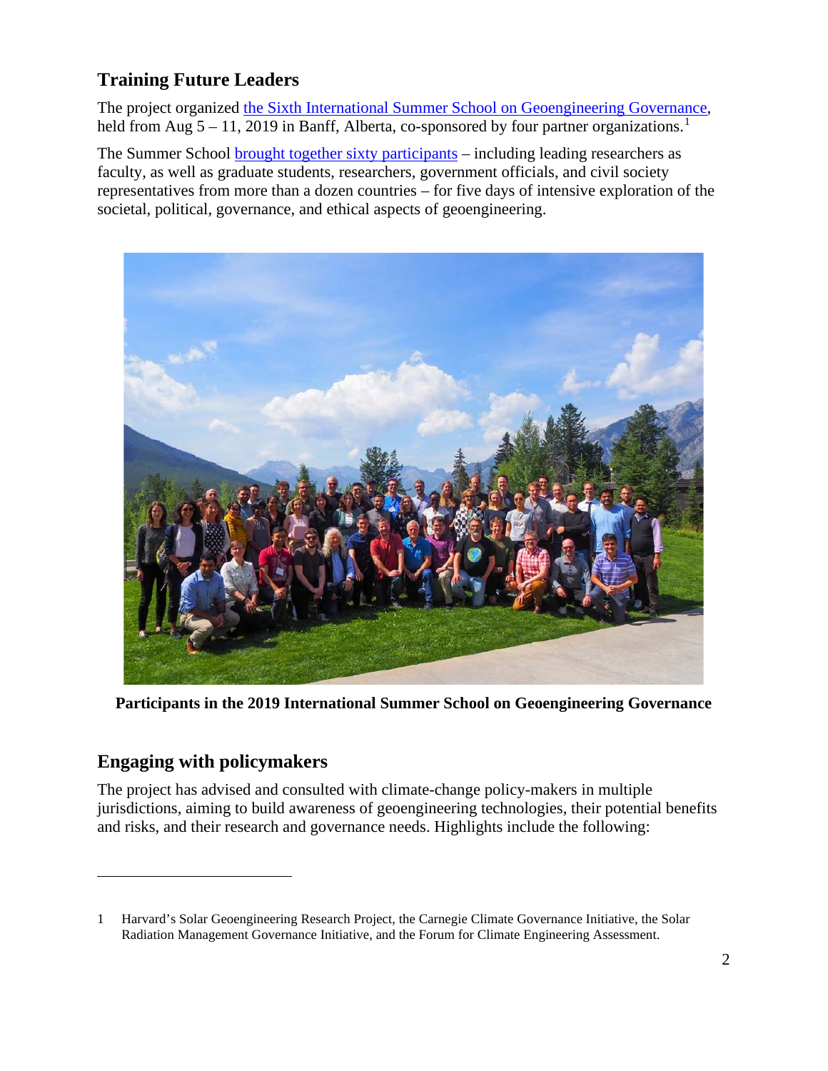## Training Future Leaders

The project organized the Sixth International Summer School on Geoengineering Governance, held from Aug 5 – 11, 2019 in Banff, Alberta, co-sponsored by four partner organizations.[1]

The Summer School brought together sixty participants – including leading researchers as faculty, as well as graduate students, researchers, government officials, and civil society representatives from more than a dozen countries – for five days of intensive exploration of the societal, political, governance, and ethical aspects of geoengineering.

**Participants in the 2019 International Summer School on Geoengineering Governance**

## Engaging with policymakers

The project has advised and consulted with climate-change policy-makers in multiple jurisdictions, aiming to build awareness of geoengineering technologies, their potential benefits and risks, and their research and governance needs. Highlights include the following:

---

1 Harvard's Solar Geoengineering Research Project, the Carnegie Climate Governance Initiative, the Solar Radiation Management Governance Initiative, and the Forum for Climate Engineering Assessment.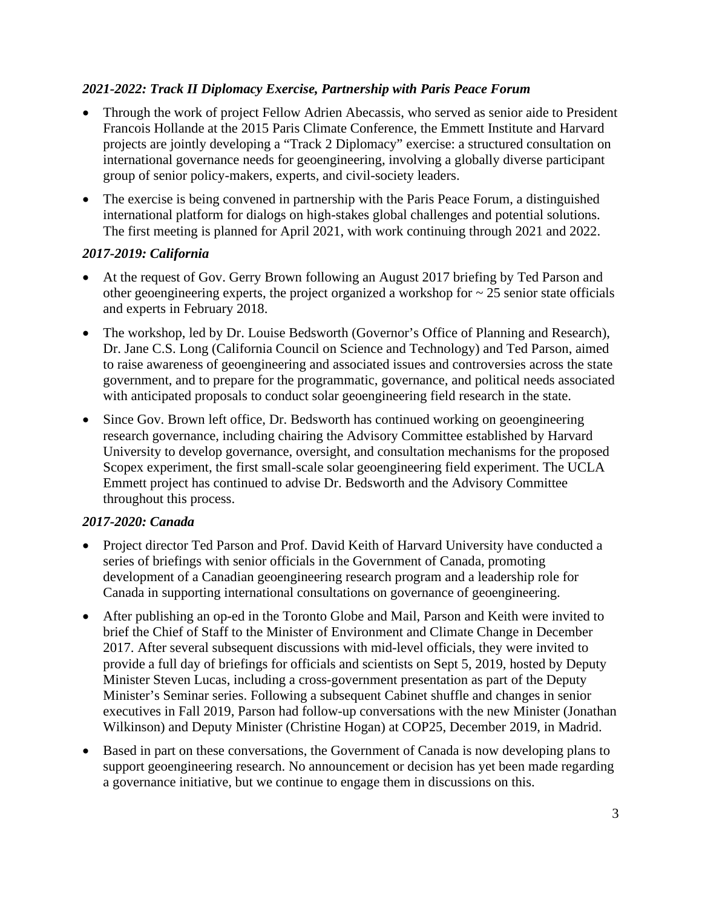### *2021-2022: Track II Diplomacy Exercise, Partnership with Paris Peace Forum*

- Through the work of project Fellow Adrien Abecassis, who served as senior aide to President Francois Hollande at the 2015 Paris Climate Conference, the Emmett Institute and Harvard projects are jointly developing a "Track 2 Diplomacy" exercise: a structured consultation on international governance needs for geoengineering, involving a globally diverse participant group of senior policy-makers, experts, and civil-society leaders.
- The exercise is being convened in partnership with the Paris Peace Forum, a distinguished international platform for dialogs on high-stakes global challenges and potential solutions. The first meeting is planned for April 2021, with work continuing through 2021 and 2022.

### *2017-2019: California*

- At the request of Gov. Gerry Brown following an August 2017 briefing by Ted Parson and other geoengineering experts, the project organized a workshop for ~ 25 senior state officials and experts in February 2018.
- The workshop, led by Dr. Louise Bedsworth (Governor's Office of Planning and Research), Dr. Jane C.S. Long (California Council on Science and Technology) and Ted Parson, aimed to raise awareness of geoengineering and associated issues and controversies across the state government, and to prepare for the programmatic, governance, and political needs associated with anticipated proposals to conduct solar geoengineering field research in the state.
- Since Gov. Brown left office, Dr. Bedsworth has continued working on geoengineering research governance, including chairing the Advisory Committee established by Harvard University to develop governance, oversight, and consultation mechanisms for the proposed Scopex experiment, the first small-scale solar geoengineering field experiment. The UCLA Emmett project has continued to advise Dr. Bedsworth and the Advisory Committee throughout this process.

### *2017-2020: Canada*

- Project director Ted Parson and Prof. David Keith of Harvard University have conducted a series of briefings with senior officials in the Government of Canada, promoting development of a Canadian geoengineering research program and a leadership role for Canada in supporting international consultations on governance of geoengineering.
- After publishing an op-ed in the Toronto Globe and Mail, Parson and Keith were invited to brief the Chief of Staff to the Minister of Environment and Climate Change in December 2017. After several subsequent discussions with mid-level officials, they were invited to provide a full day of briefings for officials and scientists on Sept 5, 2019, hosted by Deputy Minister Steven Lucas, including a cross-government presentation as part of the Deputy Minister's Seminar series. Following a subsequent Cabinet shuffle and changes in senior executives in Fall 2019, Parson had follow-up conversations with the new Minister (Jonathan Wilkinson) and Deputy Minister (Christine Hogan) at COP25, December 2019, in Madrid.
- Based in part on these conversations, the Government of Canada is now developing plans to support geoengineering research. No announcement or decision has yet been made regarding a governance initiative, but we continue to engage them in discussions on this.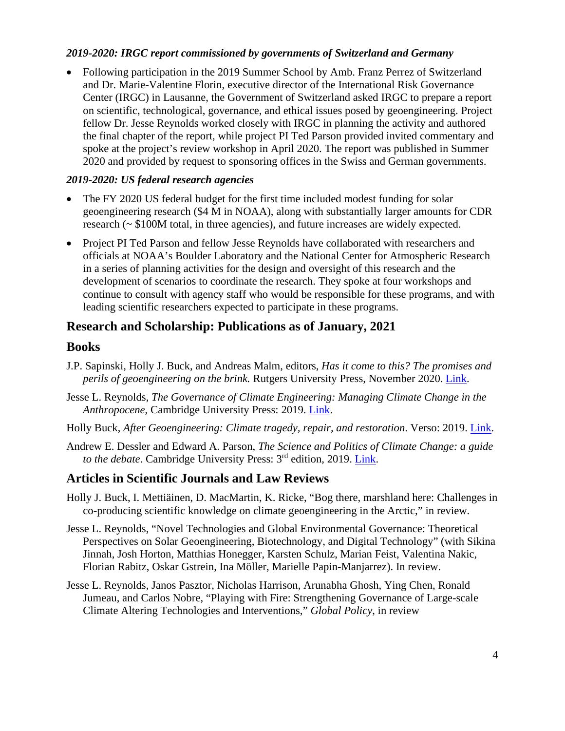*2019-2020: IRGC report commissioned by governments of Switzerland and Germany*

- Following participation in the 2019 Summer School by Amb. Franz Perrez of Switzerland and Dr. Marie-Valentine Florin, executive director of the International Risk Governance Center (IRGC) in Lausanne, the Government of Switzerland asked IRGC to prepare a report on scientific, technological, governance, and ethical issues posed by geoengineering. Project fellow Dr. Jesse Reynolds worked closely with IRGC in planning the activity and authored the final chapter of the report, while project PI Ted Parson provided invited commentary and spoke at the project's review workshop in April 2020. The report was published in Summer 2020 and provided by request to sponsoring offices in the Swiss and German governments.

*2019-2020: US federal research agencies*

- The FY 2020 US federal budget for the first time included modest funding for solar geoengineering research ($4 M in NOAA), along with substantially larger amounts for CDR research (~ $100M total, in three agencies), and future increases are widely expected.
- Project PI Ted Parson and fellow Jesse Reynolds have collaborated with researchers and officials at NOAA's Boulder Laboratory and the National Center for Atmospheric Research in a series of planning activities for the design and oversight of this research and the development of scenarios to coordinate the research. They spoke at four workshops and continue to consult with agency staff who would be responsible for these programs, and with leading scientific researchers expected to participate in these programs.

## Research and Scholarship: Publications as of January, 2021

## Books

J.P. Sapinski, Holly J. Buck, and Andreas Malm, editors, *Has it come to this? The promises and perils of geoengineering on the brink.* Rutgers University Press, November 2020. Link.

Jesse L. Reynolds, *The Governance of Climate Engineering: Managing Climate Change in the Anthropocene*, Cambridge University Press: 2019. Link.

Holly Buck, *After Geoengineering: Climate tragedy, repair, and restoration*. Verso: 2019. Link.

Andrew E. Dessler and Edward A. Parson, *The Science and Politics of Climate Change: a guide to the debate*. Cambridge University Press: 3rd edition, 2019. Link.

## Articles in Scientific Journals and Law Reviews

Holly J. Buck, I. Mettiäinen, D. MacMartin, K. Ricke, "Bog there, marshland here: Challenges in co-producing scientific knowledge on climate geoengineering in the Arctic," in review.

Jesse L. Reynolds, "Novel Technologies and Global Environmental Governance: Theoretical Perspectives on Solar Geoengineering, Biotechnology, and Digital Technology" (with Sikina Jinnah, Josh Horton, Matthias Honegger, Karsten Schulz, Marian Feist, Valentina Nakic, Florian Rabitz, Oskar Gstrein, Ina Möller, Marielle Papin-Manjarrez). In review.

Jesse L. Reynolds, Janos Pasztor, Nicholas Harrison, Arunabha Ghosh, Ying Chen, Ronald Jumeau, and Carlos Nobre, "Playing with Fire: Strengthening Governance of Large-scale Climate Altering Technologies and Interventions," *Global Policy*, in review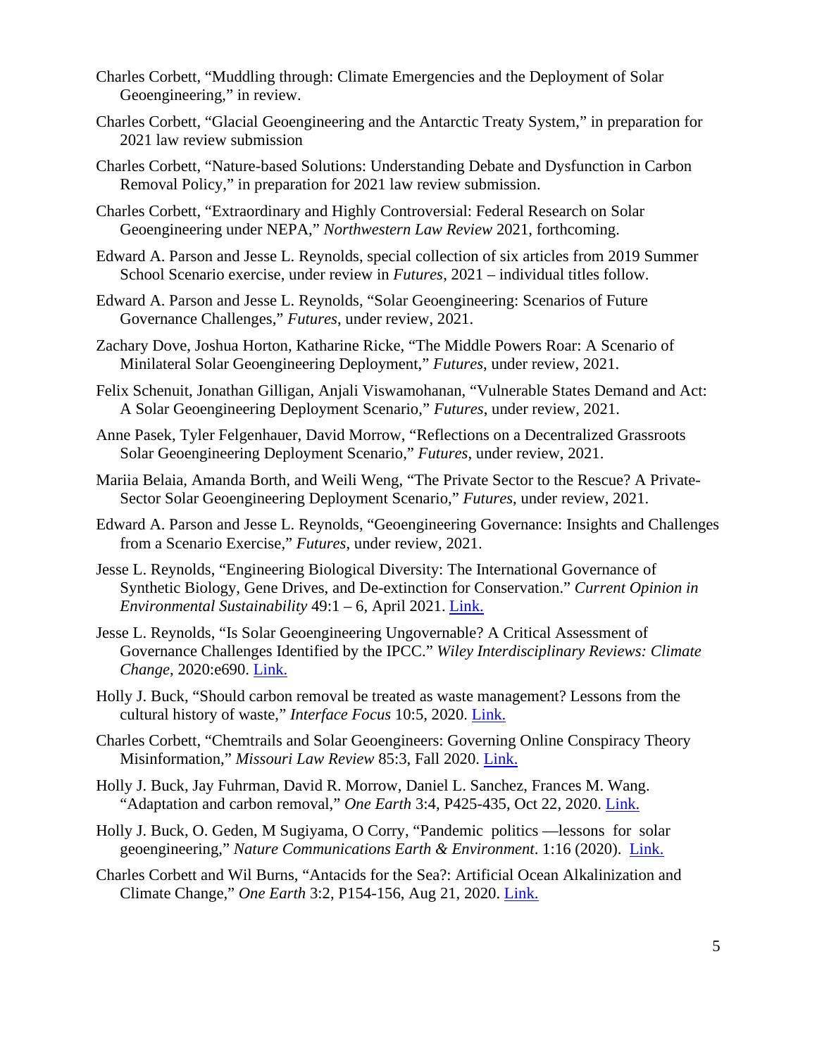Charles Corbett, "Muddling through: Climate Emergencies and the Deployment of Solar Geoengineering," in review.

Charles Corbett, "Glacial Geoengineering and the Antarctic Treaty System," in preparation for 2021 law review submission

Charles Corbett, "Nature-based Solutions: Understanding Debate and Dysfunction in Carbon Removal Policy," in preparation for 2021 law review submission.

Charles Corbett, "Extraordinary and Highly Controversial: Federal Research on Solar Geoengineering under NEPA," *Northwestern Law Review* 2021, forthcoming.

Edward A. Parson and Jesse L. Reynolds, special collection of six articles from 2019 Summer School Scenario exercise, under review in *Futures*, 2021 – individual titles follow.

Edward A. Parson and Jesse L. Reynolds, "Solar Geoengineering: Scenarios of Future Governance Challenges," *Futures*, under review, 2021.

Zachary Dove, Joshua Horton, Katharine Ricke, "The Middle Powers Roar: A Scenario of Minilateral Solar Geoengineering Deployment," *Futures*, under review, 2021.

Felix Schenuit, Jonathan Gilligan, Anjali Viswamohanan, "Vulnerable States Demand and Act: A Solar Geoengineering Deployment Scenario," *Futures*, under review, 2021.

Anne Pasek, Tyler Felgenhauer, David Morrow, "Reflections on a Decentralized Grassroots Solar Geoengineering Deployment Scenario," *Futures*, under review, 2021.

Mariia Belaia, Amanda Borth, and Weili Weng, "The Private Sector to the Rescue? A Private-Sector Solar Geoengineering Deployment Scenario," *Futures*, under review, 2021.

Edward A. Parson and Jesse L. Reynolds, "Geoengineering Governance: Insights and Challenges from a Scenario Exercise," *Futures*, under review, 2021.

Jesse L. Reynolds, "Engineering Biological Diversity: The International Governance of Synthetic Biology, Gene Drives, and De-extinction for Conservation." *Current Opinion in Environmental Sustainability* 49:1 – 6, April 2021. Link.

Jesse L. Reynolds, "Is Solar Geoengineering Ungovernable? A Critical Assessment of Governance Challenges Identified by the IPCC." *Wiley Interdisciplinary Reviews: Climate Change*, 2020:e690. Link.

Holly J. Buck, "Should carbon removal be treated as waste management? Lessons from the cultural history of waste," *Interface Focus* 10:5, 2020. Link.

Charles Corbett, "Chemtrails and Solar Geoengineers: Governing Online Conspiracy Theory Misinformation," *Missouri Law Review* 85:3, Fall 2020. Link.

Holly J. Buck, Jay Fuhrman, David R. Morrow, Daniel L. Sanchez, Frances M. Wang. "Adaptation and carbon removal," *One Earth* 3:4, P425-435, Oct 22, 2020. Link.

Holly J. Buck, O. Geden, M Sugiyama, O Corry, "Pandemic politics —lessons for solar geoengineering," *Nature Communications Earth & Environment*. 1:16 (2020). Link.

Charles Corbett and Wil Burns, "Antacids for the Sea?: Artificial Ocean Alkalinization and Climate Change," *One Earth* 3:2, P154-156, Aug 21, 2020. Link.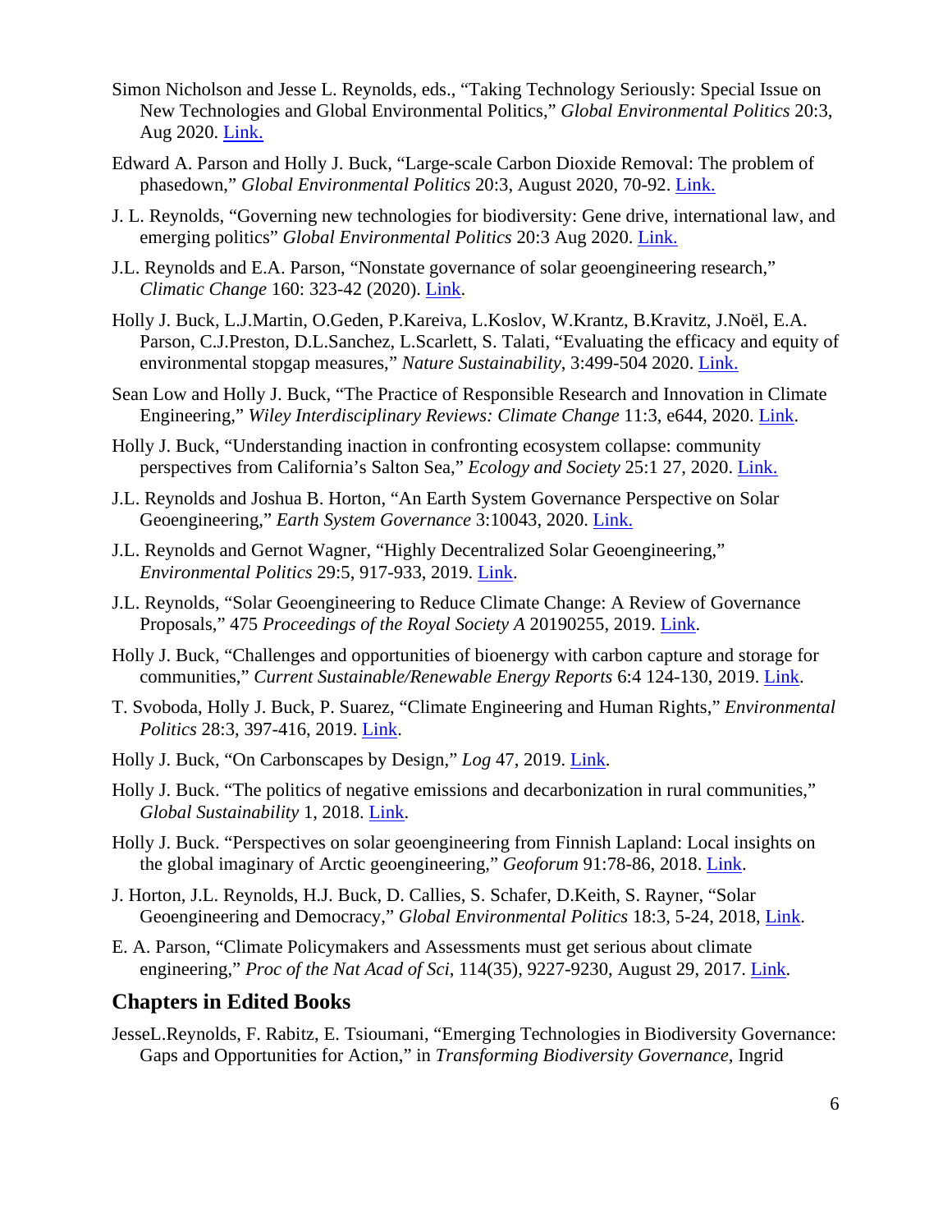Simon Nicholson and Jesse L. Reynolds, eds., “Taking Technology Seriously: Special Issue on New Technologies and Global Environmental Politics,” *Global Environmental Politics* 20:3, Aug 2020. [Link.]

Edward A. Parson and Holly J. Buck, “Large-scale Carbon Dioxide Removal: The problem of phasedown,” *Global Environmental Politics* 20:3, August 2020, 70-92. [Link.]

J. L. Reynolds, “Governing new technologies for biodiversity: Gene drive, international law, and emerging politics” *Global Environmental Politics* 20:3 Aug 2020. [Link.]

J.L. Reynolds and E.A. Parson, “Nonstate governance of solar geoengineering research,” *Climatic Change* 160: 323-42 (2020). [Link].

Holly J. Buck, L.J.Martin, O.Geden, P.Kareiva, L.Koslov, W.Krantz, B.Kravitz, J.Noël, E.A. Parson, C.J.Preston, D.L.Sanchez, L.Scarlett, S. Talati, “Evaluating the efficacy and equity of environmental stopgap measures,” *Nature Sustainability*, 3:499-504 2020. [Link.]

Sean Low and Holly J. Buck, “The Practice of Responsible Research and Innovation in Climate Engineering,” *Wiley Interdisciplinary Reviews: Climate Change* 11:3, e644, 2020. [Link].

Holly J. Buck, “Understanding inaction in confronting ecosystem collapse: community perspectives from California’s Salton Sea,” *Ecology and Society* 25:1 27, 2020. [Link.]

J.L. Reynolds and Joshua B. Horton, “An Earth System Governance Perspective on Solar Geoengineering,” *Earth System Governance* 3:10043, 2020. [Link.]

J.L. Reynolds and Gernot Wagner, “Highly Decentralized Solar Geoengineering,” *Environmental Politics* 29:5, 917-933, 2019. [Link].

J.L. Reynolds, “Solar Geoengineering to Reduce Climate Change: A Review of Governance Proposals,” 475 *Proceedings of the Royal Society A* 20190255, 2019. [Link].

Holly J. Buck, “Challenges and opportunities of bioenergy with carbon capture and storage for communities,” *Current Sustainable/Renewable Energy Reports* 6:4 124-130, 2019. [Link].

T. Svoboda, Holly J. Buck, P. Suarez, “Climate Engineering and Human Rights,” *Environmental Politics* 28:3, 397-416, 2019. [Link].

Holly J. Buck, “On Carbonscapes by Design,” *Log* 47, 2019. [Link].

Holly J. Buck. “The politics of negative emissions and decarbonization in rural communities,” *Global Sustainability* 1, 2018. [Link].

Holly J. Buck. “Perspectives on solar geoengineering from Finnish Lapland: Local insights on the global imaginary of Arctic geoengineering,” *Geoforum* 91:78-86, 2018. [Link].

J. Horton, J.L. Reynolds, H.J. Buck, D. Callies, S. Schafer, D.Keith, S. Rayner, “Solar Geoengineering and Democracy,” *Global Environmental Politics* 18:3, 5-24, 2018, [Link].

E. A. Parson, “Climate Policymakers and Assessments must get serious about climate engineering,” *Proc of the Nat Acad of Sci*, 114(35), 9227-9230, August 29, 2017. [Link].

## Chapters in Edited Books

JesseL.Reynolds, F. Rabitz, E. Tsioumani, “Emerging Technologies in Biodiversity Governance: Gaps and Opportunities for Action,” in *Transforming Biodiversity Governance*, Ingrid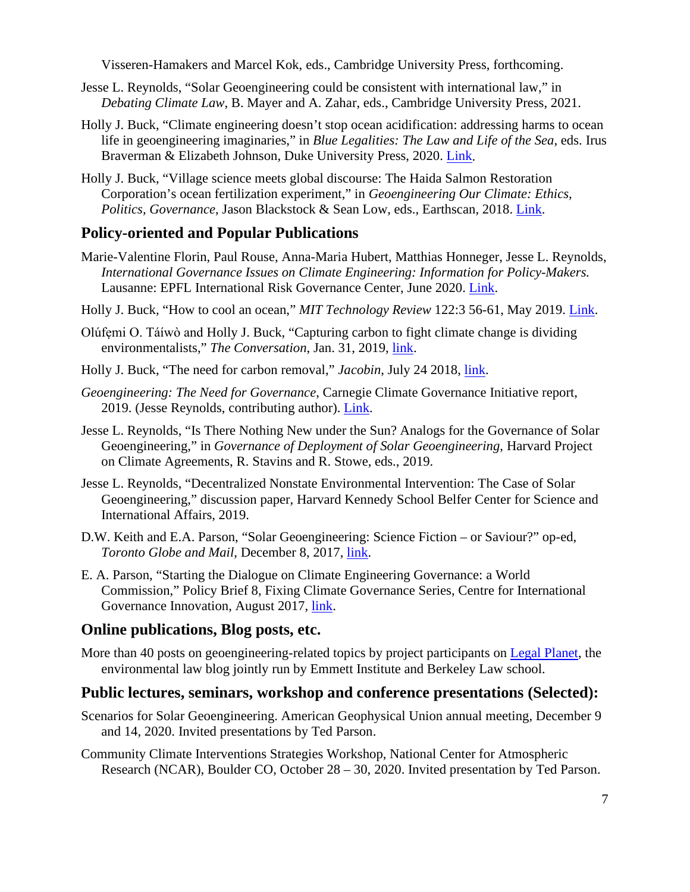Visseren-Hamakers and Marcel Kok, eds., Cambridge University Press, forthcoming.

Jesse L. Reynolds, "Solar Geoengineering could be consistent with international law," in *Debating Climate Law*, B. Mayer and A. Zahar, eds., Cambridge University Press, 2021.

Holly J. Buck, "Climate engineering doesn't stop ocean acidification: addressing harms to ocean life in geoengineering imaginaries," in *Blue Legalities: The Law and Life of the Sea*, eds. Irus Braverman & Elizabeth Johnson, Duke University Press, 2020. Link.

Holly J. Buck, "Village science meets global discourse: The Haida Salmon Restoration Corporation's ocean fertilization experiment," in *Geoengineering Our Climate: Ethics, Politics, Governance*, Jason Blackstock & Sean Low, eds., Earthscan, 2018. Link.

## Policy-oriented and Popular Publications

Marie-Valentine Florin, Paul Rouse, Anna-Maria Hubert, Matthias Honneger, Jesse L. Reynolds, *International Governance Issues on Climate Engineering: Information for Policy-Makers.* Lausanne: EPFL International Risk Governance Center, June 2020. Link.

Holly J. Buck, "How to cool an ocean," *MIT Technology Review* 122:3 56-61, May 2019. Link.

Olúfẹ́mi O. Táíwò and Holly J. Buck, "Capturing carbon to fight climate change is dividing environmentalists," *The Conversation*, Jan. 31, 2019, link.

Holly J. Buck, "The need for carbon removal," *Jacobin*, July 24 2018, link.

*Geoengineering: The Need for Governance*, Carnegie Climate Governance Initiative report, 2019. (Jesse Reynolds, contributing author). Link.

Jesse L. Reynolds, "Is There Nothing New under the Sun? Analogs for the Governance of Solar Geoengineering," in *Governance of Deployment of Solar Geoengineering*, Harvard Project on Climate Agreements, R. Stavins and R. Stowe, eds., 2019.

Jesse L. Reynolds, "Decentralized Nonstate Environmental Intervention: The Case of Solar Geoengineering," discussion paper, Harvard Kennedy School Belfer Center for Science and International Affairs, 2019.

D.W. Keith and E.A. Parson, "Solar Geoengineering: Science Fiction – or Saviour?" op-ed, *Toronto Globe and Mail*, December 8, 2017, link.

E. A. Parson, "Starting the Dialogue on Climate Engineering Governance: a World Commission," Policy Brief 8, Fixing Climate Governance Series, Centre for International Governance Innovation, August 2017, link.

## Online publications, Blog posts, etc.

More than 40 posts on geoengineering-related topics by project participants on Legal Planet, the environmental law blog jointly run by Emmett Institute and Berkeley Law school.

## Public lectures, seminars, workshop and conference presentations (Selected):

Scenarios for Solar Geoengineering. American Geophysical Union annual meeting, December 9 and 14, 2020. Invited presentations by Ted Parson.

Community Climate Interventions Strategies Workshop, National Center for Atmospheric Research (NCAR), Boulder CO, October 28 – 30, 2020. Invited presentation by Ted Parson.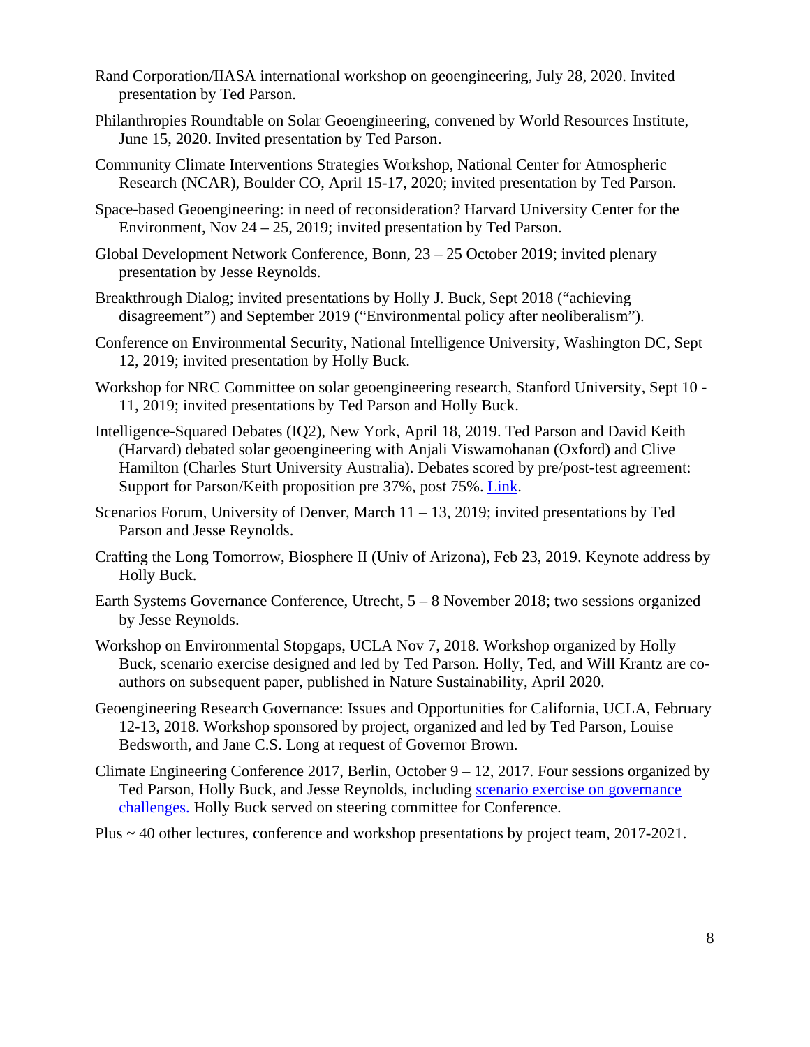Rand Corporation/IIASA international workshop on geoengineering, July 28, 2020. Invited presentation by Ted Parson.

Philanthropies Roundtable on Solar Geoengineering, convened by World Resources Institute, June 15, 2020. Invited presentation by Ted Parson.

Community Climate Interventions Strategies Workshop, National Center for Atmospheric Research (NCAR), Boulder CO, April 15-17, 2020; invited presentation by Ted Parson.

Space-based Geoengineering: in need of reconsideration? Harvard University Center for the Environment, Nov 24 – 25, 2019; invited presentation by Ted Parson.

Global Development Network Conference, Bonn, 23 – 25 October 2019; invited plenary presentation by Jesse Reynolds.

Breakthrough Dialog; invited presentations by Holly J. Buck, Sept 2018 ("achieving disagreement") and September 2019 ("Environmental policy after neoliberalism").

Conference on Environmental Security, National Intelligence University, Washington DC, Sept 12, 2019; invited presentation by Holly Buck.

Workshop for NRC Committee on solar geoengineering research, Stanford University, Sept 10 - 11, 2019; invited presentations by Ted Parson and Holly Buck.

Intelligence-Squared Debates (IQ2), New York, April 18, 2019. Ted Parson and David Keith (Harvard) debated solar geoengineering with Anjali Viswamohanan (Oxford) and Clive Hamilton (Charles Sturt University Australia). Debates scored by pre/post-test agreement: Support for Parson/Keith proposition pre 37%, post 75%. Link.

Scenarios Forum, University of Denver, March 11 – 13, 2019; invited presentations by Ted Parson and Jesse Reynolds.

Crafting the Long Tomorrow, Biosphere II (Univ of Arizona), Feb 23, 2019. Keynote address by Holly Buck.

Earth Systems Governance Conference, Utrecht, 5 – 8 November 2018; two sessions organized by Jesse Reynolds.

Workshop on Environmental Stopgaps, UCLA Nov 7, 2018. Workshop organized by Holly Buck, scenario exercise designed and led by Ted Parson. Holly, Ted, and Will Krantz are co-authors on subsequent paper, published in Nature Sustainability, April 2020.

Geoengineering Research Governance: Issues and Opportunities for California, UCLA, February 12-13, 2018. Workshop sponsored by project, organized and led by Ted Parson, Louise Bedsworth, and Jane C.S. Long at request of Governor Brown.

Climate Engineering Conference 2017, Berlin, October 9 – 12, 2017. Four sessions organized by Ted Parson, Holly Buck, and Jesse Reynolds, including scenario exercise on governance challenges. Holly Buck served on steering committee for Conference.

Plus ~ 40 other lectures, conference and workshop presentations by project team, 2017-2021.